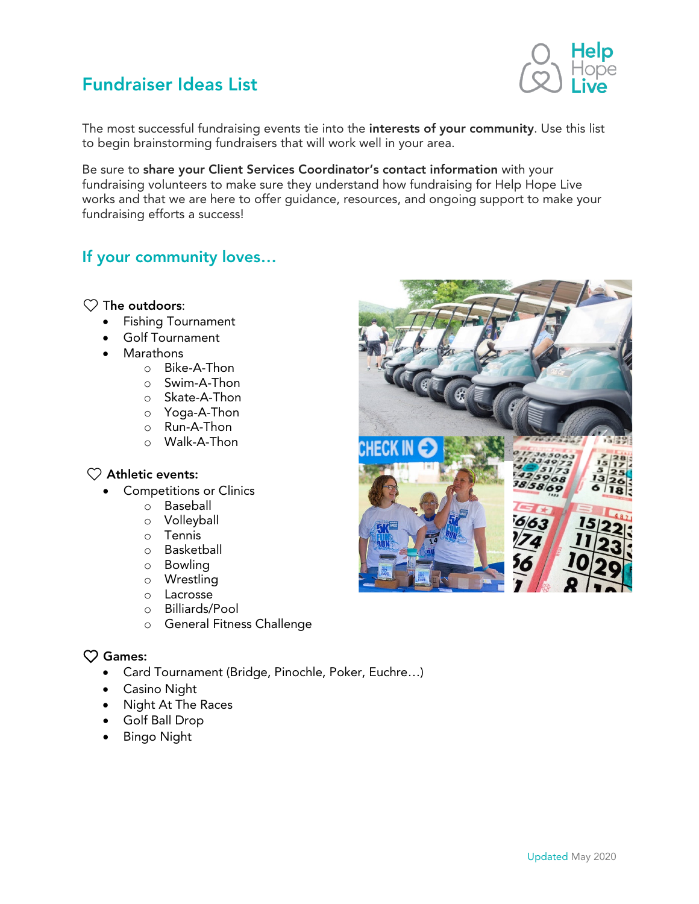# Fundraiser Ideas List

The most successful fundraising events tie into the **interests of your community**. Use this list to begin brainstorming fundraisers that will work well in your area.

Be sure to **share your Client Services Coordinator's contact information** with your fundraising volunteers to make sure they understand how fundraising for Help Hope Live works and that we are here to offer guidance, resources, and ongoing support to make your fundraising efforts a success!

## If your community loves…

**The outdoors**:

- Fishing Tournament
- Golf Tournament
- Marathons
  - Bike-A-Thon
  - Swim-A-Thon
  - Skate-A-Thon
  - Yoga-A-Thon
  - Run-A-Thon
  - Walk-A-Thon

**Athletic events:**

- Competitions or Clinics
  - Baseball
  - Volleyball
  - Tennis
  - Basketball
  - Bowling
  - Wrestling
  - Lacrosse
  - Billiards/Pool
  - General Fitness Challenge

**Games:**

- Card Tournament (Bridge, Pinochle, Poker, Euchre…)
- Casino Night
- Night At The Races
- Golf Ball Drop
- Bingo Night

Updated May 2020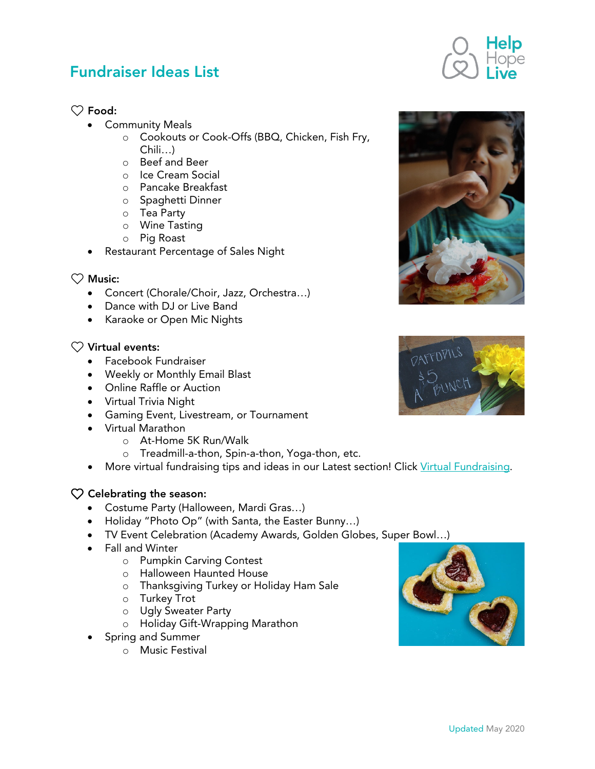# Fundraiser Ideas List

## ♡ Food:

- Community Meals
    - Cookouts or Cook-Offs (BBQ, Chicken, Fish Fry, Chili…)
    - Beef and Beer
    - Ice Cream Social
    - Pancake Breakfast
    - Spaghetti Dinner
    - Tea Party
    - Wine Tasting
    - Pig Roast
- Restaurant Percentage of Sales Night

## ♡ Music:

- Concert (Chorale/Choir, Jazz, Orchestra…)
- Dance with DJ or Live Band
- Karaoke or Open Mic Nights

## ♡ Virtual events:

- Facebook Fundraiser
- Weekly or Monthly Email Blast
- Online Raffle or Auction
- Virtual Trivia Night
- Gaming Event, Livestream, or Tournament
- Virtual Marathon
    - At-Home 5K Run/Walk
    - Treadmill-a-thon, Spin-a-thon, Yoga-thon, etc.
- More virtual fundraising tips and ideas in our Latest section! Click Virtual Fundraising.

## ♡ Celebrating the season:

- Costume Party (Halloween, Mardi Gras…)
- Holiday "Photo Op" (with Santa, the Easter Bunny…)
- TV Event Celebration (Academy Awards, Golden Globes, Super Bowl…)
- Fall and Winter
    - Pumpkin Carving Contest
    - Halloween Haunted House
    - Thanksgiving Turkey or Holiday Ham Sale
    - Turkey Trot
    - Ugly Sweater Party
    - Holiday Gift-Wrapping Marathon
- Spring and Summer
    - Music Festival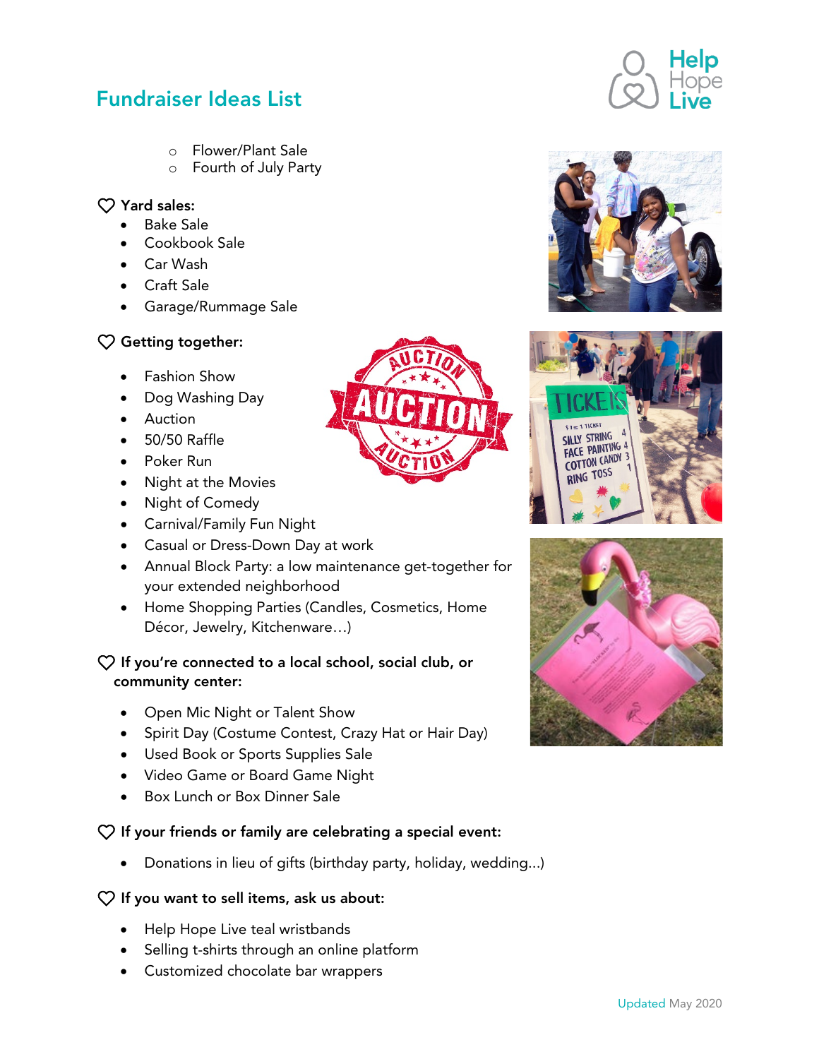## Fundraiser Ideas List

- Flower/Plant Sale
- Fourth of July Party

**Yard sales:**

- Bake Sale
- Cookbook Sale
- Car Wash
- Craft Sale
- Garage/Rummage Sale

**Getting together:**

- Fashion Show
- Dog Washing Day
- Auction
- 50/50 Raffle
- Poker Run
- Night at the Movies
- Night of Comedy
- Carnival/Family Fun Night
- Casual or Dress-Down Day at work
- Annual Block Party: a low maintenance get-together for your extended neighborhood
- Home Shopping Parties (Candles, Cosmetics, Home Décor, Jewelry, Kitchenware…)

**If you're connected to a local school, social club, or community center:**

- Open Mic Night or Talent Show
- Spirit Day (Costume Contest, Crazy Hat or Hair Day)
- Used Book or Sports Supplies Sale
- Video Game or Board Game Night
- Box Lunch or Box Dinner Sale

**If your friends or family are celebrating a special event:**

- Donations in lieu of gifts (birthday party, holiday, wedding…)

**If you want to sell items, ask us about:**

- Help Hope Live teal wristbands
- Selling t-shirts through an online platform
- Customized chocolate bar wrappers

Updated May 2020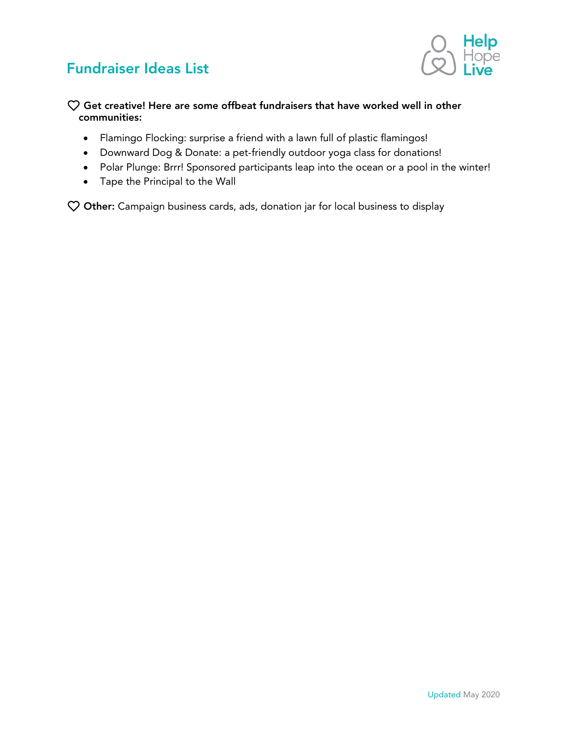## Fundraiser Ideas List

**Get creative! Here are some offbeat fundraisers that have worked well in other communities:**

- Flamingo Flocking: surprise a friend with a lawn full of plastic flamingos!
- Downward Dog & Donate: a pet-friendly outdoor yoga class for donations!
- Polar Plunge: Brrr! Sponsored participants leap into the ocean or a pool in the winter!
- Tape the Principal to the Wall

**Other:** Campaign business cards, ads, donation jar for local business to display